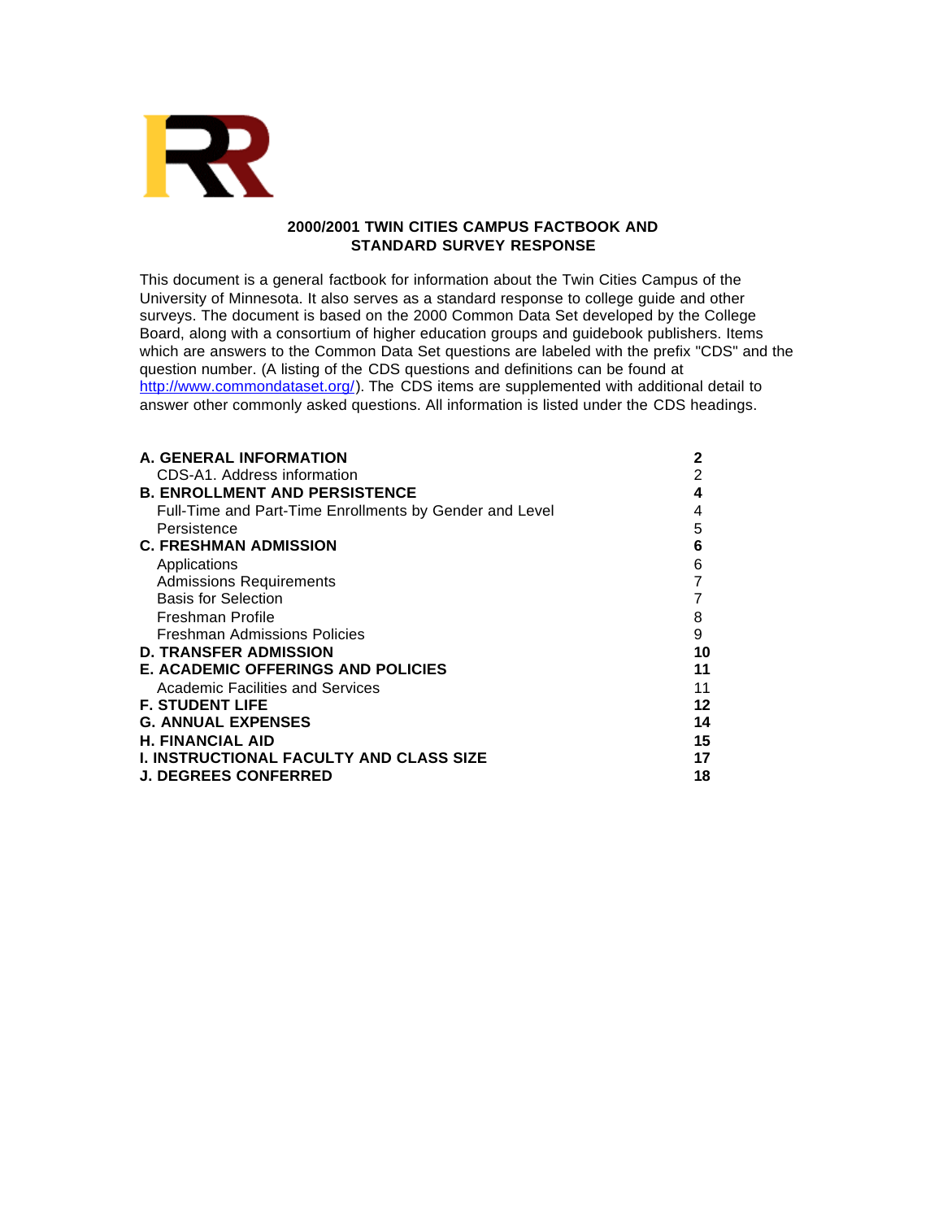# 2000/2001 TWIN CITIES CAMPUS FACTBOOK AND STANDARD SURVEY RESPONSE

This document is a general factbook for information about the Twin Cities Campus of the University of Minnesota. It also serves as a standard response to college guide and other surveys. The document is based on the 2000 Common Data Set developed by the College Board, along with a consortium of higher education groups and guidebook publishers. Items which are answers to the Common Data Set questions are labeled with the prefix "CDS" and the question number. (A listing of the CDS questions and definitions can be found at http://www.commondataset.org/). The CDS items are supplemented with additional detail to answer other commonly asked questions. All information is listed under the CDS headings.

| | |
|---|---|
| **A. GENERAL INFORMATION** | **2** |
| CDS-A1. Address information | 2 |
| **B. ENROLLMENT AND PERSISTENCE** | **4** |
| Full-Time and Part-Time Enrollments by Gender and Level | 4 |
| Persistence | 5 |
| **C. FRESHMAN ADMISSION** | **6** |
| Applications | 6 |
| Admissions Requirements | 7 |
| Basis for Selection | 7 |
| Freshman Profile | 8 |
| Freshman Admissions Policies | 9 |
| **D. TRANSFER ADMISSION** | **10** |
| **E. ACADEMIC OFFERINGS AND POLICIES** | **11** |
| Academic Facilities and Services | 11 |
| **F. STUDENT LIFE** | **12** |
| **G. ANNUAL EXPENSES** | **14** |
| **H. FINANCIAL AID** | **15** |
| **I. INSTRUCTIONAL FACULTY AND CLASS SIZE** | **17** |
| **J. DEGREES CONFERRED** | **18** |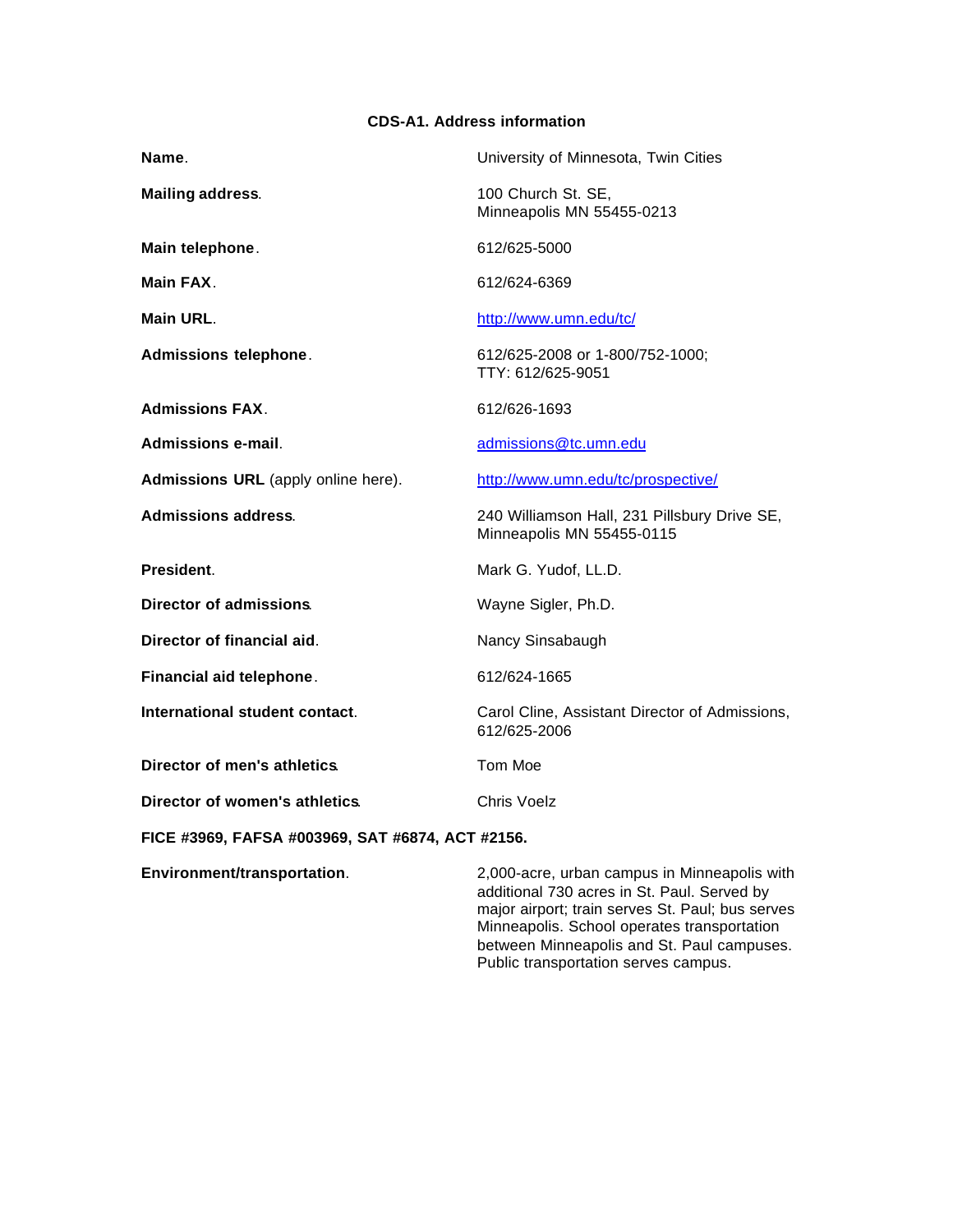## CDS-A1. Address information

| | |
|---|---|
| **Name**. | University of Minnesota, Twin Cities |
| **Mailing address**. | 100 Church St. SE, Minneapolis MN 55455-0213 |
| **Main telephone**. | 612/625-5000 |
| **Main FAX**. | 612/624-6369 |
| **Main URL**. | http://www.umn.edu/tc/ |
| **Admissions telephone**. | 612/625-2008 or 1-800/752-1000; TTY: 612/625-9051 |
| **Admissions FAX**. | 612/626-1693 |
| **Admissions e-mail**. | admissions@tc.umn.edu |
| **Admissions URL** (apply online here). | http://www.umn.edu/tc/prospective/ |
| **Admissions address**. | 240 Williamson Hall, 231 Pillsbury Drive SE, Minneapolis MN 55455-0115 |
| **President**. | Mark G. Yudof, LL.D. |
| **Director of admissions**. | Wayne Sigler, Ph.D. |
| **Director of financial aid**. | Nancy Sinsabaugh |
| **Financial aid telephone**. | 612/624-1665 |
| **International student contact**. | Carol Cline, Assistant Director of Admissions, 612/625-2006 |
| **Director of men's athletics**. | Tom Moe |
| **Director of women's athletics**. | Chris Voelz |

**FICE #3969, FAFSA #003969, SAT #6874, ACT #2156.**

| | |
|---|---|
| **Environment/transportation**. | 2,000-acre, urban campus in Minneapolis with additional 730 acres in St. Paul. Served by major airport; train serves St. Paul; bus serves Minneapolis. School operates transportation between Minneapolis and St. Paul campuses. Public transportation serves campus. |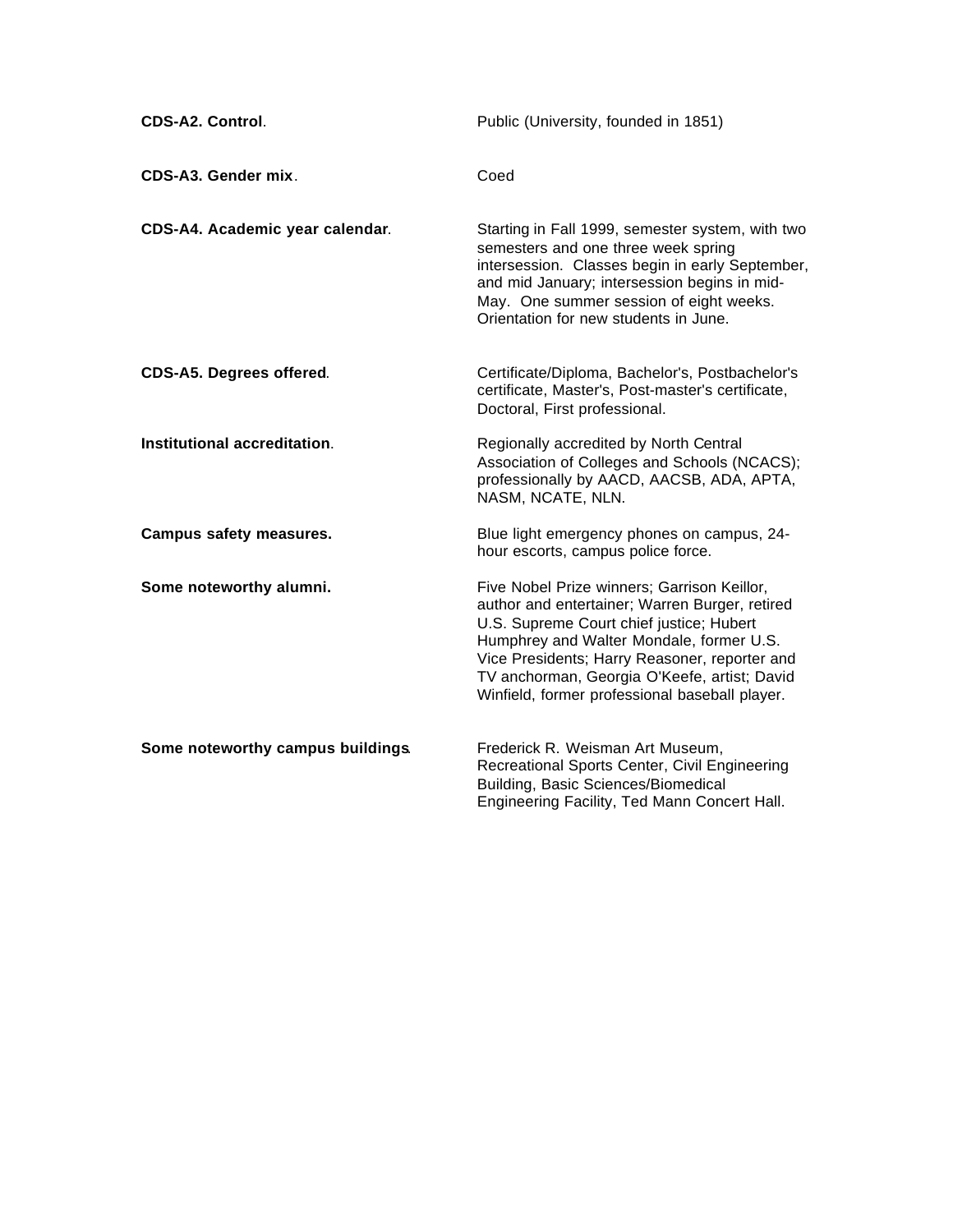**CDS-A2. Control**. Public (University, founded in 1851)

**CDS-A3. Gender mix**. Coed

**CDS-A4. Academic year calendar**. Starting in Fall 1999, semester system, with two semesters and one three week spring intersession. Classes begin in early September, and mid January; intersession begins in mid-May. One summer session of eight weeks. Orientation for new students in June.

**CDS-A5. Degrees offered**. Certificate/Diploma, Bachelor's, Postbachelor's certificate, Master's, Post-master's certificate, Doctoral, First professional.

**Institutional accreditation**. Regionally accredited by North Central Association of Colleges and Schools (NCACS); professionally by AACD, AACSB, ADA, APTA, NASM, NCATE, NLN.

**Campus safety measures.** Blue light emergency phones on campus, 24-hour escorts, campus police force.

**Some noteworthy alumni.** Five Nobel Prize winners; Garrison Keillor, author and entertainer; Warren Burger, retired U.S. Supreme Court chief justice; Hubert Humphrey and Walter Mondale, former U.S. Vice Presidents; Harry Reasoner, reporter and TV anchorman, Georgia O'Keefe, artist; David Winfield, former professional baseball player.

**Some noteworthy campus buildings**. Frederick R. Weisman Art Museum, Recreational Sports Center, Civil Engineering Building, Basic Sciences/Biomedical Engineering Facility, Ted Mann Concert Hall.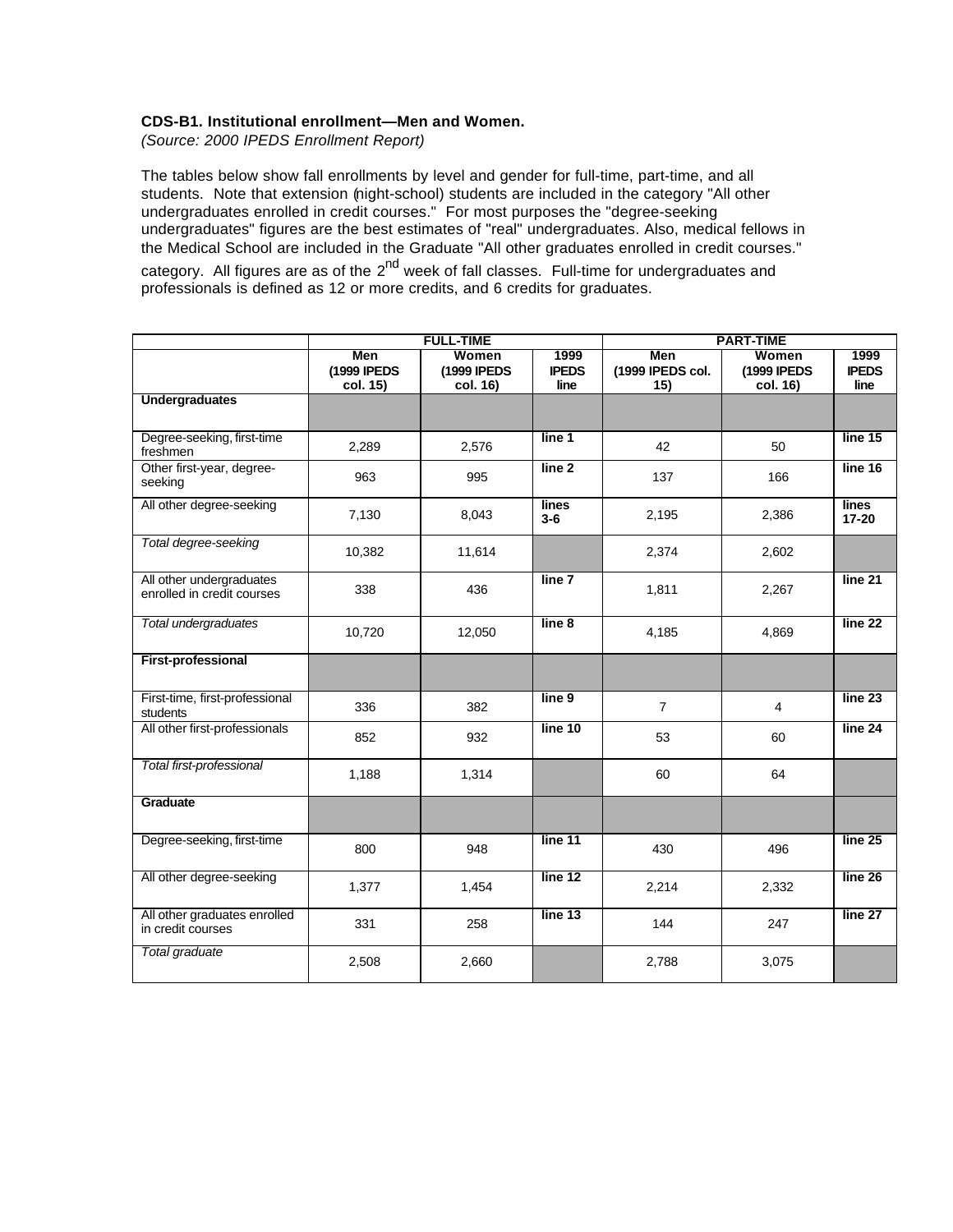**CDS-B1. Institutional enrollment—Men and Women.**

*(Source: 2000 IPEDS Enrollment Report)*

The tables below show fall enrollments by level and gender for full-time, part-time, and all students. Note that extension (night-school) students are included in the category "All other undergraduates enrolled in credit courses." For most purposes the "degree-seeking undergraduates" figures are the best estimates of "real" undergraduates. Also, medical fellows in the Medical School are included in the Graduate "All other graduates enrolled in credit courses." category. All figures are as of the 2nd week of fall classes. Full-time for undergraduates and professionals is defined as 12 or more credits, and 6 credits for graduates.

| | FULL-TIME | | | PART-TIME | | |
|---|---|---|---|---|---|---|
| | Men (1999 IPEDS col. 15) | Women (1999 IPEDS col. 16) | 1999 IPEDS line | Men (1999 IPEDS col. 15) | Women (1999 IPEDS col. 16) | 1999 IPEDS line |
| **Undergraduates** | | | | | | |
| Degree-seeking, first-time freshmen | 2,289 | 2,576 | line 1 | 42 | 50 | line 15 |
| Other first-year, degree-seeking | 963 | 995 | line 2 | 137 | 166 | line 16 |
| All other degree-seeking | 7,130 | 8,043 | lines 3-6 | 2,195 | 2,386 | lines 17-20 |
| *Total degree-seeking* | 10,382 | 11,614 | | 2,374 | 2,602 | |
| All other undergraduates enrolled in credit courses | 338 | 436 | line 7 | 1,811 | 2,267 | line 21 |
| *Total undergraduates* | 10,720 | 12,050 | line 8 | 4,185 | 4,869 | line 22 |
| **First-professional** | | | | | | |
| First-time, first-professional students | 336 | 382 | line 9 | 7 | 4 | line 23 |
| All other first-professionals | 852 | 932 | line 10 | 53 | 60 | line 24 |
| *Total first-professional* | 1,188 | 1,314 | | 60 | 64 | |
| **Graduate** | | | | | | |
| Degree-seeking, first-time | 800 | 948 | line 11 | 430 | 496 | line 25 |
| All other degree-seeking | 1,377 | 1,454 | line 12 | 2,214 | 2,332 | line 26 |
| All other graduates enrolled in credit courses | 331 | 258 | line 13 | 144 | 247 | line 27 |
| *Total graduate* | 2,508 | 2,660 | | 2,788 | 3,075 | |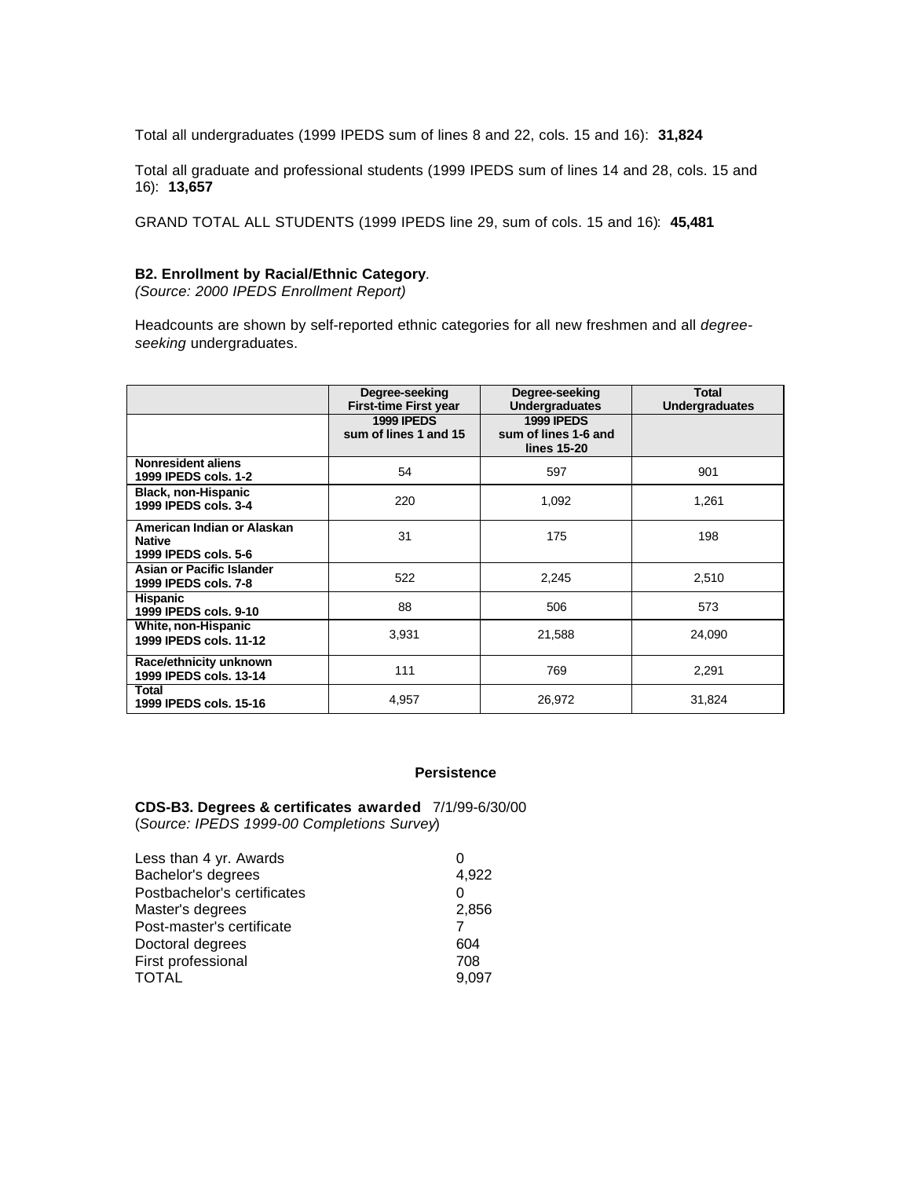Total all undergraduates (1999 IPEDS sum of lines 8 and 22, cols. 15 and 16): **31,824**

Total all graduate and professional students (1999 IPEDS sum of lines 14 and 28, cols. 15 and 16): **13,657**

GRAND TOTAL ALL STUDENTS (1999 IPEDS line 29, sum of cols. 15 and 16): **45,481**

**B2. Enrollment by Racial/Ethnic Category**.
*(Source: 2000 IPEDS Enrollment Report)*

Headcounts are shown by self-reported ethnic categories for all new freshmen and all *degree-seeking* undergraduates.

| | Degree-seeking First-time First year | Degree-seeking Undergraduates | Total Undergraduates |
|---|---|---|---|
| | 1999 IPEDS sum of lines 1 and 15 | 1999 IPEDS sum of lines 1-6 and lines 15-20 | |
| **Nonresident aliens 1999 IPEDS cols. 1-2** | 54 | 597 | 901 |
| **Black, non-Hispanic 1999 IPEDS cols. 3-4** | 220 | 1,092 | 1,261 |
| **American Indian or Alaskan Native 1999 IPEDS cols. 5-6** | 31 | 175 | 198 |
| **Asian or Pacific Islander 1999 IPEDS cols. 7-8** | 522 | 2,245 | 2,510 |
| **Hispanic 1999 IPEDS cols. 9-10** | 88 | 506 | 573 |
| **White, non-Hispanic 1999 IPEDS cols. 11-12** | 3,931 | 21,588 | 24,090 |
| **Race/ethnicity unknown 1999 IPEDS cols. 13-14** | 111 | 769 | 2,291 |
| **Total 1999 IPEDS cols. 15-16** | 4,957 | 26,972 | 31,824 |

## Persistence

**CDS-B3. Degrees & certificates awarded** 7/1/99-6/30/00
(*Source: IPEDS 1999-00 Completions Survey*)

| | |
|---|---|
| Less than 4 yr. Awards | 0 |
| Bachelor's degrees | 4,922 |
| Postbachelor's certificates | 0 |
| Master's degrees | 2,856 |
| Post-master's certificate | 7 |
| Doctoral degrees | 604 |
| First professional | 708 |
| TOTAL | 9,097 |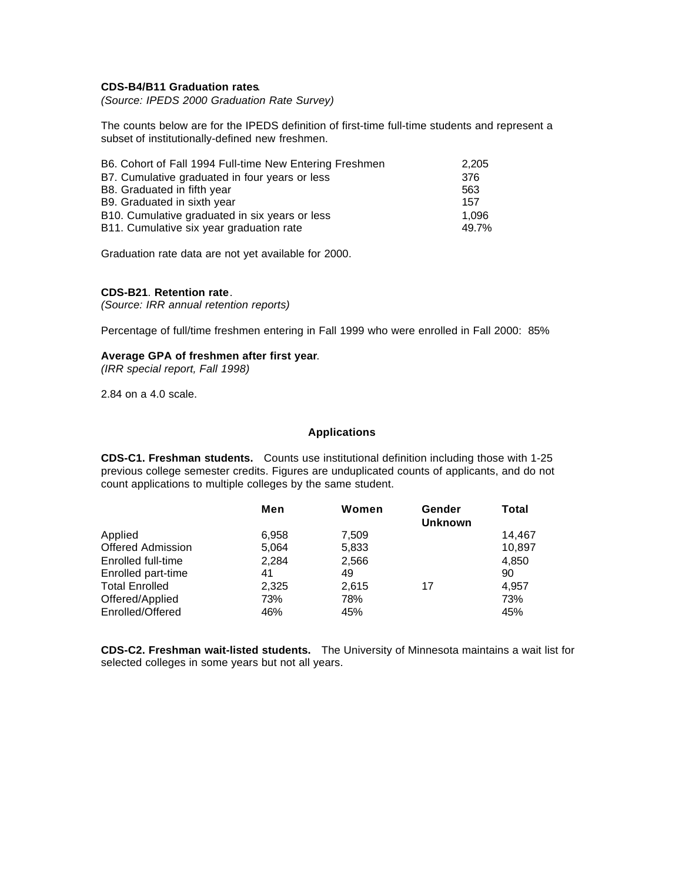**CDS-B4/B11 Graduation rates**.
*(Source: IPEDS 2000 Graduation Rate Survey)*

The counts below are for the IPEDS definition of first-time full-time students and represent a subset of institutionally-defined new freshmen.

| | |
|---|---|
| B6. Cohort of Fall 1994 Full-time New Entering Freshmen | 2,205 |
| B7. Cumulative graduated in four years or less | 376 |
| B8. Graduated in fifth year | 563 |
| B9. Graduated in sixth year | 157 |
| B10. Cumulative graduated in six years or less | 1,096 |
| B11. Cumulative six year graduation rate | 49.7% |

Graduation rate data are not yet available for 2000.

**CDS-B21**. **Retention rate**.
*(Source: IRR annual retention reports)*

Percentage of full/time freshmen entering in Fall 1999 who were enrolled in Fall 2000: 85%

**Average GPA of freshmen after first year**.
*(IRR special report, Fall 1998)*

2.84 on a 4.0 scale.

## Applications

**CDS-C1. Freshman students.** Counts use institutional definition including those with 1-25 previous college semester credits. Figures are unduplicated counts of applicants, and do not count applications to multiple colleges by the same student.

| | Men | Women | Gender Unknown | Total |
|---|---|---|---|---|
| Applied | 6,958 | 7,509 | | 14,467 |
| Offered Admission | 5,064 | 5,833 | | 10,897 |
| Enrolled full-time | 2,284 | 2,566 | | 4,850 |
| Enrolled part-time | 41 | 49 | | 90 |
| Total Enrolled | 2,325 | 2,615 | 17 | 4,957 |
| Offered/Applied | 73% | 78% | | 73% |
| Enrolled/Offered | 46% | 45% | | 45% |

**CDS-C2. Freshman wait-listed students.** The University of Minnesota maintains a wait list for selected colleges in some years but not all years.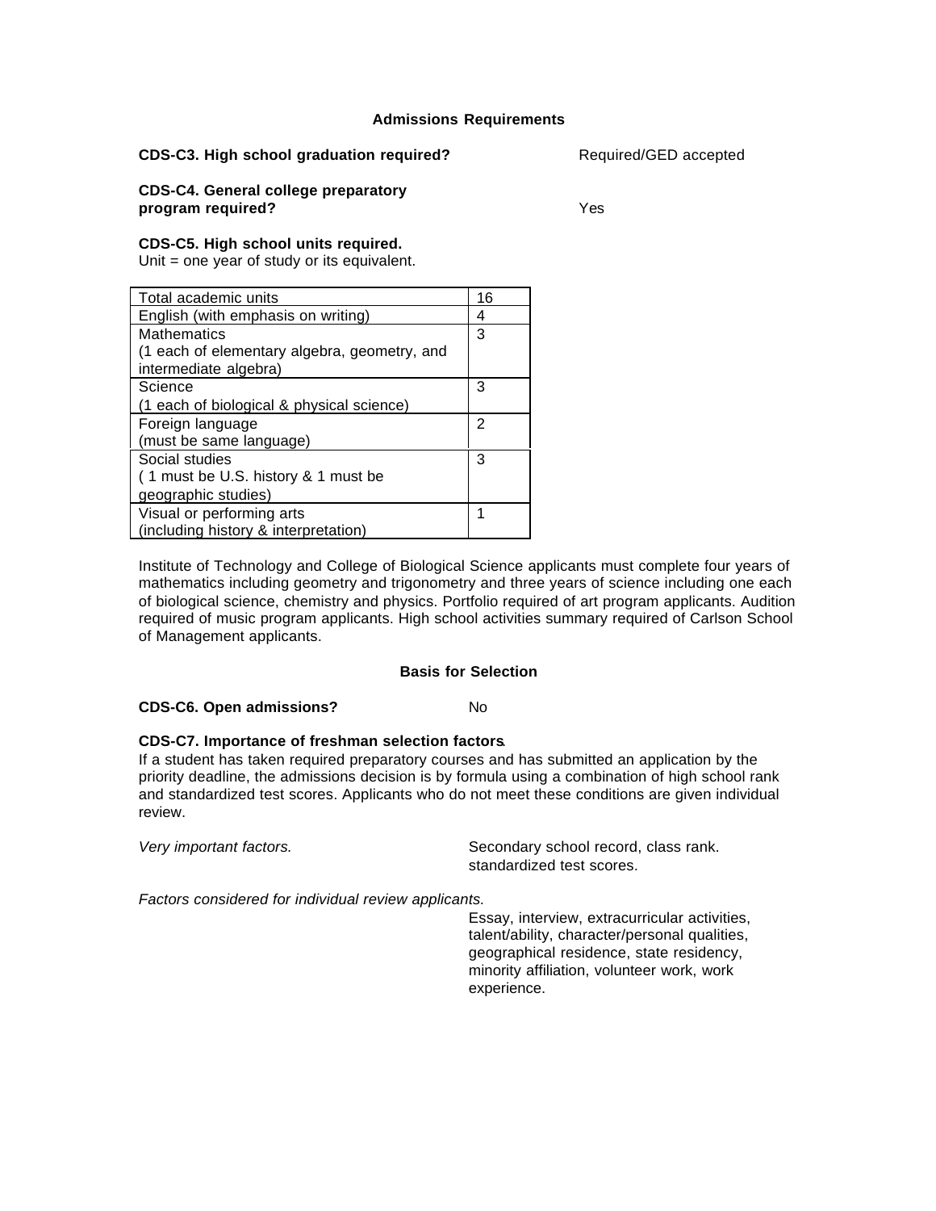## Admissions Requirements

**CDS-C3. High school graduation required?** Required/GED accepted

**CDS-C4. General college preparatory program required?** Yes

**CDS-C5. High school units required.**
Unit = one year of study or its equivalent.

| Total academic units | 16 |
|---|---|
| English (with emphasis on writing) | 4 |
| Mathematics (1 each of elementary algebra, geometry, and intermediate algebra) | 3 |
| Science (1 each of biological & physical science) | 3 |
| Foreign language (must be same language) | 2 |
| Social studies ( 1 must be U.S. history & 1 must be geographic studies) | 3 |
| Visual or performing arts (including history & interpretation) | 1 |

Institute of Technology and College of Biological Science applicants must complete four years of mathematics including geometry and trigonometry and three years of science including one each of biological science, chemistry and physics. Portfolio required of art program applicants. Audition required of music program applicants. High school activities summary required of Carlson School of Management applicants.

## Basis for Selection

**CDS-C6. Open admissions?** No

**CDS-C7. Importance of freshman selection factors**.
If a student has taken required preparatory courses and has submitted an application by the priority deadline, the admissions decision is by formula using a combination of high school rank and standardized test scores. Applicants who do not meet these conditions are given individual review.

*Very important factors.* Secondary school record, class rank. standardized test scores.

*Factors considered for individual review applicants.*
Essay, interview, extracurricular activities, talent/ability, character/personal qualities, geographical residence, state residency, minority affiliation, volunteer work, work experience.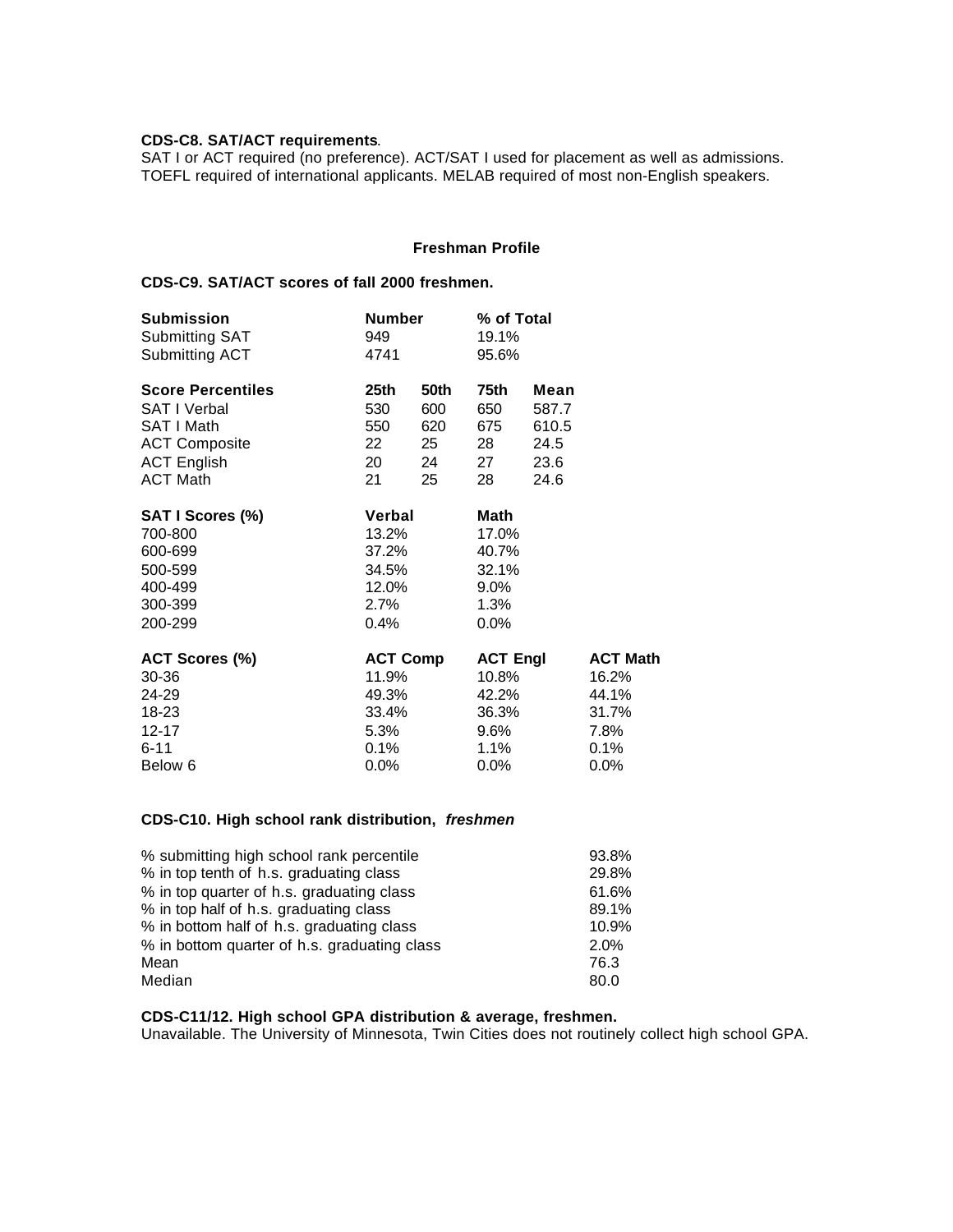**CDS-C8. SAT/ACT requirements.**
SAT I or ACT required (no preference). ACT/SAT I used for placement as well as admissions. TOEFL required of international applicants. MELAB required of most non-English speakers.

## Freshman Profile

**CDS-C9. SAT/ACT scores of fall 2000 freshmen.**

| Submission | Number | % of Total |
|---|---|---|
| Submitting SAT | 949 | 19.1% |
| Submitting ACT | 4741 | 95.6% |

| Score Percentiles | 25th | 50th | 75th | Mean |
|---|---|---|---|---|
| SAT I Verbal | 530 | 600 | 650 | 587.7 |
| SAT I Math | 550 | 620 | 675 | 610.5 |
| ACT Composite | 22 | 25 | 28 | 24.5 |
| ACT English | 20 | 24 | 27 | 23.6 |
| ACT Math | 21 | 25 | 28 | 24.6 |

| SAT I Scores (%) | Verbal | Math |
|---|---|---|
| 700-800 | 13.2% | 17.0% |
| 600-699 | 37.2% | 40.7% |
| 500-599 | 34.5% | 32.1% |
| 400-499 | 12.0% | 9.0% |
| 300-399 | 2.7% | 1.3% |
| 200-299 | 0.4% | 0.0% |

| ACT Scores (%) | ACT Comp | ACT Engl | ACT Math |
|---|---|---|---|
| 30-36 | 11.9% | 10.8% | 16.2% |
| 24-29 | 49.3% | 42.2% | 44.1% |
| 18-23 | 33.4% | 36.3% | 31.7% |
| 12-17 | 5.3% | 9.6% | 7.8% |
| 6-11 | 0.1% | 1.1% | 0.1% |
| Below 6 | 0.0% | 0.0% | 0.0% |

**CDS-C10. High school rank distribution, *freshmen***

| | |
|---|---|
| % submitting high school rank percentile | 93.8% |
| % in top tenth of h.s. graduating class | 29.8% |
| % in top quarter of h.s. graduating class | 61.6% |
| % in top half of h.s. graduating class | 89.1% |
| % in bottom half of h.s. graduating class | 10.9% |
| % in bottom quarter of h.s. graduating class | 2.0% |
| Mean | 76.3 |
| Median | 80.0 |

**CDS-C11/12. High school GPA distribution & average, freshmen.**
Unavailable. The University of Minnesota, Twin Cities does not routinely collect high school GPA.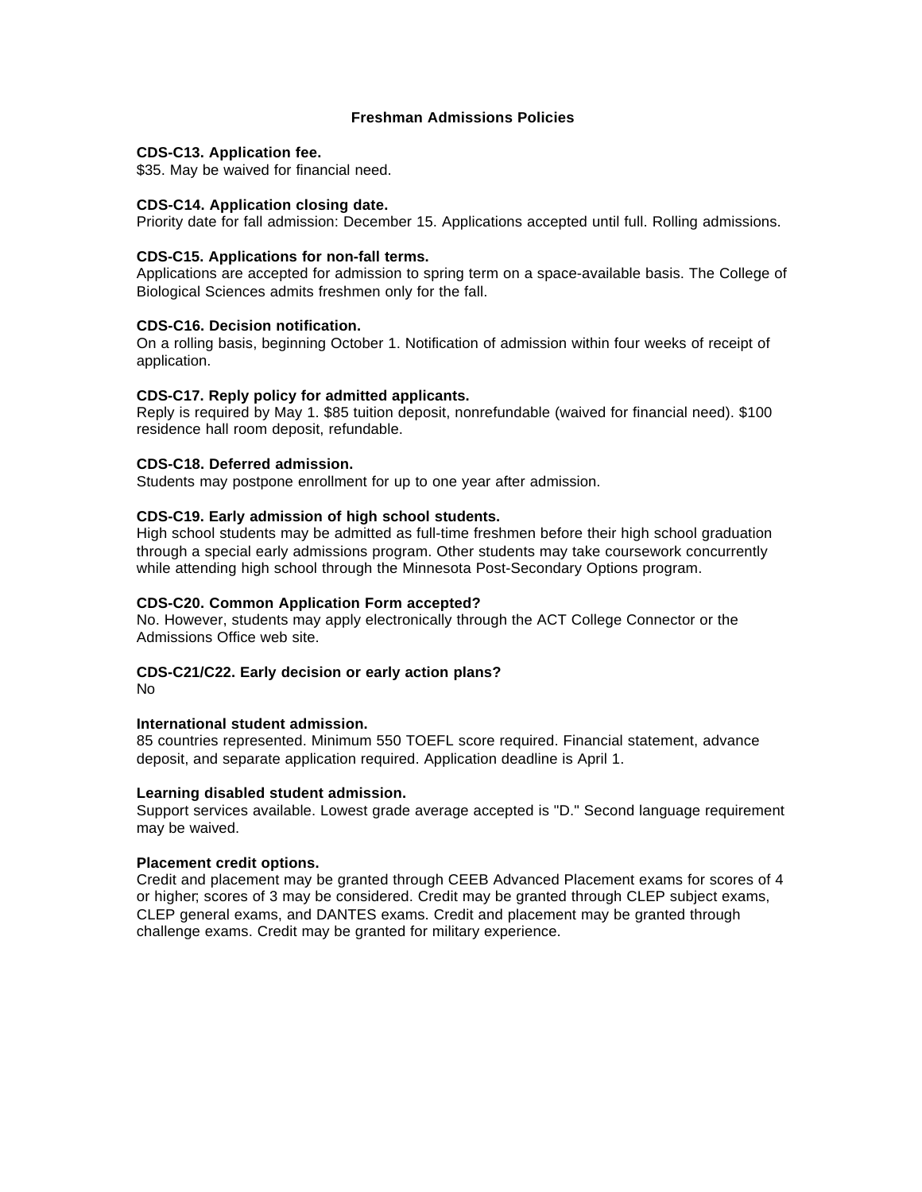## Freshman Admissions Policies

**CDS-C13. Application fee.**
$35. May be waived for financial need.

**CDS-C14. Application closing date.**
Priority date for fall admission: December 15. Applications accepted until full. Rolling admissions.

**CDS-C15. Applications for non-fall terms.**
Applications are accepted for admission to spring term on a space-available basis. The College of Biological Sciences admits freshmen only for the fall.

**CDS-C16. Decision notification.**
On a rolling basis, beginning October 1. Notification of admission within four weeks of receipt of application.

**CDS-C17. Reply policy for admitted applicants.**
Reply is required by May 1. $85 tuition deposit, nonrefundable (waived for financial need). $100 residence hall room deposit, refundable.

**CDS-C18. Deferred admission.**
Students may postpone enrollment for up to one year after admission.

**CDS-C19. Early admission of high school students.**
High school students may be admitted as full-time freshmen before their high school graduation through a special early admissions program. Other students may take coursework concurrently while attending high school through the Minnesota Post-Secondary Options program.

**CDS-C20. Common Application Form accepted?**
No. However, students may apply electronically through the ACT College Connector or the Admissions Office web site.

**CDS-C21/C22. Early decision or early action plans?**
No

**International student admission.**
85 countries represented. Minimum 550 TOEFL score required. Financial statement, advance deposit, and separate application required. Application deadline is April 1.

**Learning disabled student admission.**
Support services available. Lowest grade average accepted is "D." Second language requirement may be waived.

**Placement credit options.**
Credit and placement may be granted through CEEB Advanced Placement exams for scores of 4 or higher; scores of 3 may be considered. Credit may be granted through CLEP subject exams, CLEP general exams, and DANTES exams. Credit and placement may be granted through challenge exams. Credit may be granted for military experience.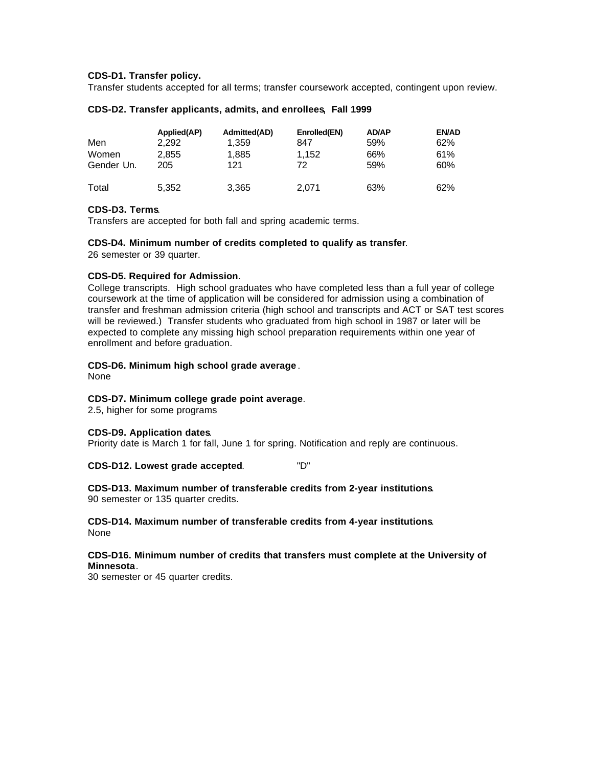**CDS-D1. Transfer policy.**

Transfer students accepted for all terms; transfer coursework accepted, contingent upon review.

**CDS-D2. Transfer applicants, admits, and enrollees, Fall 1999**

| | Applied(AP) | Admitted(AD) | Enrolled(EN) | AD/AP | EN/AD |
|---|---|---|---|---|---|
| Men | 2,292 | 1,359 | 847 | 59% | 62% |
| Women | 2,855 | 1,885 | 1,152 | 66% | 61% |
| Gender Un. | 205 | 121 | 72 | 59% | 60% |
| Total | 5,352 | 3,365 | 2,071 | 63% | 62% |

**CDS-D3. Terms.**

Transfers are accepted for both fall and spring academic terms.

**CDS-D4. Minimum number of credits completed to qualify as transfer.**

26 semester or 39 quarter.

**CDS-D5. Required for Admission.**

College transcripts. High school graduates who have completed less than a full year of college coursework at the time of application will be considered for admission using a combination of transfer and freshman admission criteria (high school and transcripts and ACT or SAT test scores will be reviewed.) Transfer students who graduated from high school in 1987 or later will be expected to complete any missing high school preparation requirements within one year of enrollment and before graduation.

**CDS-D6. Minimum high school grade average.**

None

**CDS-D7. Minimum college grade point average.**

2.5, higher for some programs

**CDS-D9. Application dates.**

Priority date is March 1 for fall, June 1 for spring. Notification and reply are continuous.

**CDS-D12. Lowest grade accepted.** "D"

**CDS-D13. Maximum number of transferable credits from 2-year institutions.**

90 semester or 135 quarter credits.

**CDS-D14. Maximum number of transferable credits from 4-year institutions.**

None

**CDS-D16. Minimum number of credits that transfers must complete at the University of Minnesota.**

30 semester or 45 quarter credits.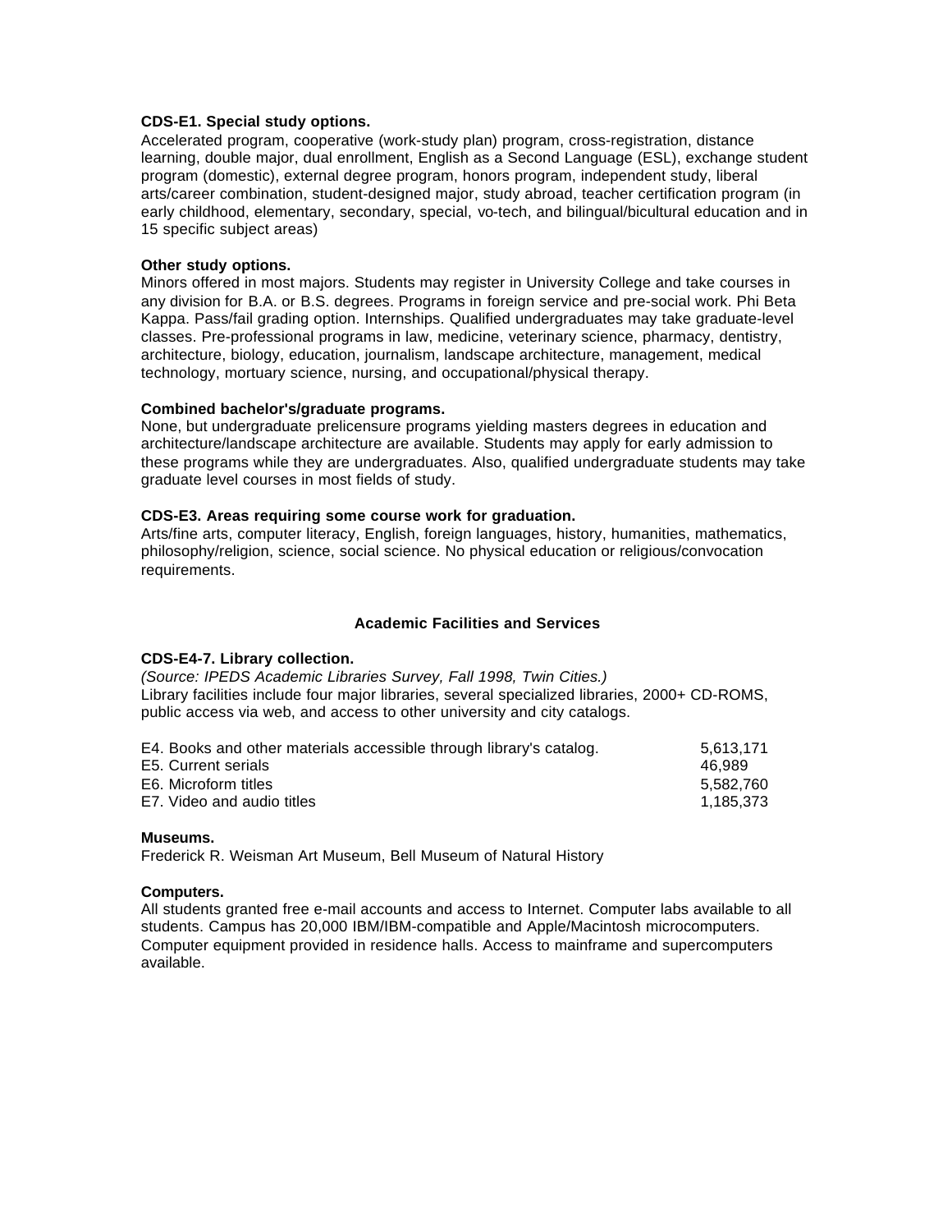**CDS-E1. Special study options.**
Accelerated program, cooperative (work-study plan) program, cross-registration, distance learning, double major, dual enrollment, English as a Second Language (ESL), exchange student program (domestic), external degree program, honors program, independent study, liberal arts/career combination, student-designed major, study abroad, teacher certification program (in early childhood, elementary, secondary, special, vo-tech, and bilingual/bicultural education and in 15 specific subject areas)

**Other study options.**
Minors offered in most majors. Students may register in University College and take courses in any division for B.A. or B.S. degrees. Programs in foreign service and pre-social work. Phi Beta Kappa. Pass/fail grading option. Internships. Qualified undergraduates may take graduate-level classes. Pre-professional programs in law, medicine, veterinary science, pharmacy, dentistry, architecture, biology, education, journalism, landscape architecture, management, medical technology, mortuary science, nursing, and occupational/physical therapy.

**Combined bachelor's/graduate programs.**
None, but undergraduate prelicensure programs yielding masters degrees in education and architecture/landscape architecture are available. Students may apply for early admission to these programs while they are undergraduates. Also, qualified undergraduate students may take graduate level courses in most fields of study.

**CDS-E3. Areas requiring some course work for graduation.**
Arts/fine arts, computer literacy, English, foreign languages, history, humanities, mathematics, philosophy/religion, science, social science. No physical education or religious/convocation requirements.

## Academic Facilities and Services

**CDS-E4-7. Library collection.**
*(Source: IPEDS Academic Libraries Survey, Fall 1998, Twin Cities.)*
Library facilities include four major libraries, several specialized libraries, 2000+ CD-ROMS, public access via web, and access to other university and city catalogs.

| | |
|---|---|
| E4. Books and other materials accessible through library's catalog. | 5,613,171 |
| E5. Current serials | 46,989 |
| E6. Microform titles | 5,582,760 |
| E7. Video and audio titles | 1,185,373 |

**Museums.**
Frederick R. Weisman Art Museum, Bell Museum of Natural History

**Computers.**
All students granted free e-mail accounts and access to Internet. Computer labs available to all students. Campus has 20,000 IBM/IBM-compatible and Apple/Macintosh microcomputers. Computer equipment provided in residence halls. Access to mainframe and supercomputers available.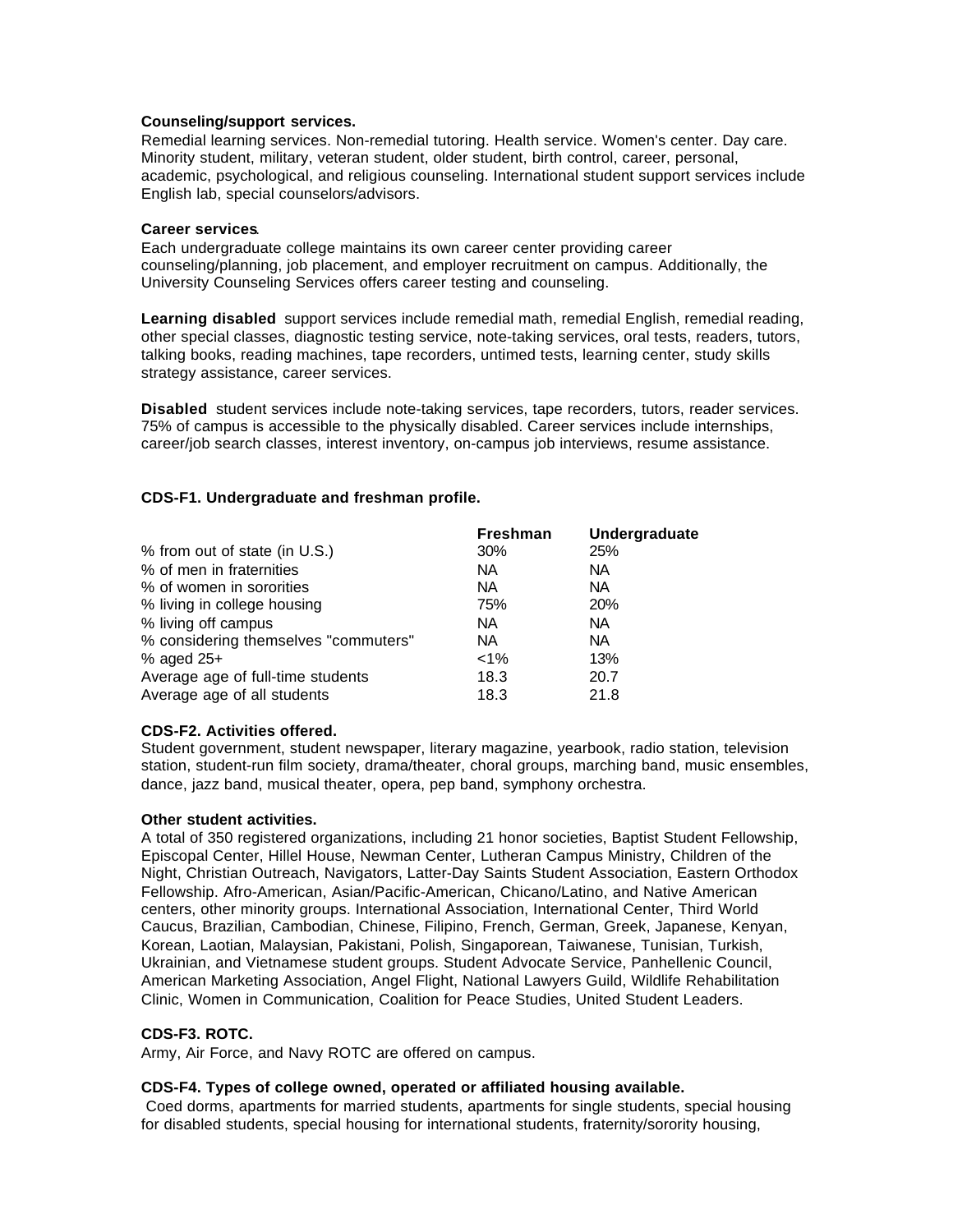**Counseling/support services.**
Remedial learning services. Non-remedial tutoring. Health service. Women's center. Day care. Minority student, military, veteran student, older student, birth control, career, personal, academic, psychological, and religious counseling. International student support services include English lab, special counselors/advisors.

**Career services**.
Each undergraduate college maintains its own career center providing career counseling/planning, job placement, and employer recruitment on campus. Additionally, the University Counseling Services offers career testing and counseling.

**Learning disabled** support services include remedial math, remedial English, remedial reading, other special classes, diagnostic testing service, note-taking services, oral tests, readers, tutors, talking books, reading machines, tape recorders, untimed tests, learning center, study skills strategy assistance, career services.

**Disabled** student services include note-taking services, tape recorders, tutors, reader services. 75% of campus is accessible to the physically disabled. Career services include internships, career/job search classes, interest inventory, on-campus job interviews, resume assistance.

**CDS-F1. Undergraduate and freshman profile.**

| | Freshman | Undergraduate |
|---|---|---|
| % from out of state (in U.S.) | 30% | 25% |
| % of men in fraternities | NA | NA |
| % of women in sororities | NA | NA |
| % living in college housing | 75% | 20% |
| % living off campus | NA | NA |
| % considering themselves "commuters" | NA | NA |
| % aged 25+ | <1% | 13% |
| Average age of full-time students | 18.3 | 20.7 |
| Average age of all students | 18.3 | 21.8 |

**CDS-F2. Activities offered.**
Student government, student newspaper, literary magazine, yearbook, radio station, television station, student-run film society, drama/theater, choral groups, marching band, music ensembles, dance, jazz band, musical theater, opera, pep band, symphony orchestra.

**Other student activities.**
A total of 350 registered organizations, including 21 honor societies, Baptist Student Fellowship, Episcopal Center, Hillel House, Newman Center, Lutheran Campus Ministry, Children of the Night, Christian Outreach, Navigators, Latter-Day Saints Student Association, Eastern Orthodox Fellowship. Afro-American, Asian/Pacific-American, Chicano/Latino, and Native American centers, other minority groups. International Association, International Center, Third World Caucus, Brazilian, Cambodian, Chinese, Filipino, French, German, Greek, Japanese, Kenyan, Korean, Laotian, Malaysian, Pakistani, Polish, Singaporean, Taiwanese, Tunisian, Turkish, Ukrainian, and Vietnamese student groups. Student Advocate Service, Panhellenic Council, American Marketing Association, Angel Flight, National Lawyers Guild, Wildlife Rehabilitation Clinic, Women in Communication, Coalition for Peace Studies, United Student Leaders.

**CDS-F3. ROTC.**
Army, Air Force, and Navy ROTC are offered on campus.

**CDS-F4. Types of college owned, operated or affiliated housing available.**
Coed dorms, apartments for married students, apartments for single students, special housing for disabled students, special housing for international students, fraternity/sorority housing,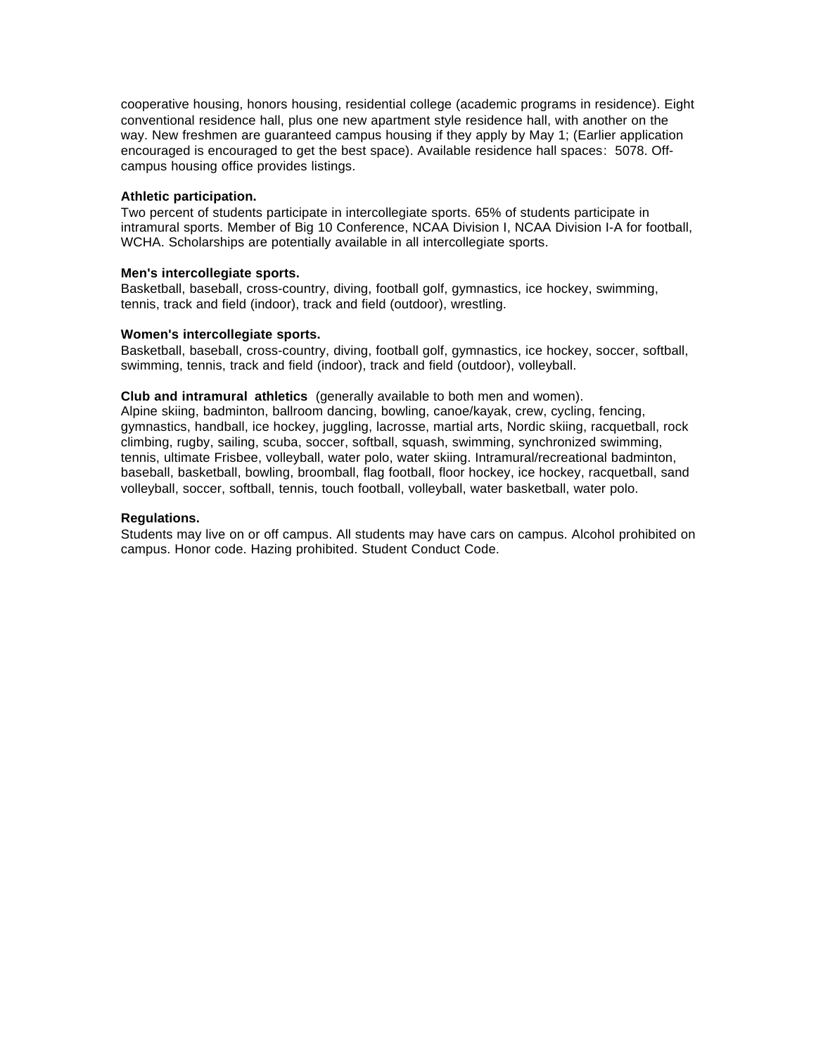cooperative housing, honors housing, residential college (academic programs in residence). Eight conventional residence hall, plus one new apartment style residence hall, with another on the way. New freshmen are guaranteed campus housing if they apply by May 1; (Earlier application encouraged is encouraged to get the best space). Available residence hall spaces: 5078. Off-campus housing office provides listings.

**Athletic participation.**
Two percent of students participate in intercollegiate sports. 65% of students participate in intramural sports. Member of Big 10 Conference, NCAA Division I, NCAA Division I-A for football, WCHA. Scholarships are potentially available in all intercollegiate sports.

**Men's intercollegiate sports.**
Basketball, baseball, cross-country, diving, football golf, gymnastics, ice hockey, swimming, tennis, track and field (indoor), track and field (outdoor), wrestling.

**Women's intercollegiate sports.**
Basketball, baseball, cross-country, diving, football golf, gymnastics, ice hockey, soccer, softball, swimming, tennis, track and field (indoor), track and field (outdoor), volleyball.

**Club and intramural athletics** (generally available to both men and women).
Alpine skiing, badminton, ballroom dancing, bowling, canoe/kayak, crew, cycling, fencing, gymnastics, handball, ice hockey, juggling, lacrosse, martial arts, Nordic skiing, racquetball, rock climbing, rugby, sailing, scuba, soccer, softball, squash, swimming, synchronized swimming, tennis, ultimate Frisbee, volleyball, water polo, water skiing. Intramural/recreational badminton, baseball, basketball, bowling, broomball, flag football, floor hockey, ice hockey, racquetball, sand volleyball, soccer, softball, tennis, touch football, volleyball, water basketball, water polo.

**Regulations.**
Students may live on or off campus. All students may have cars on campus. Alcohol prohibited on campus. Honor code. Hazing prohibited. Student Conduct Code.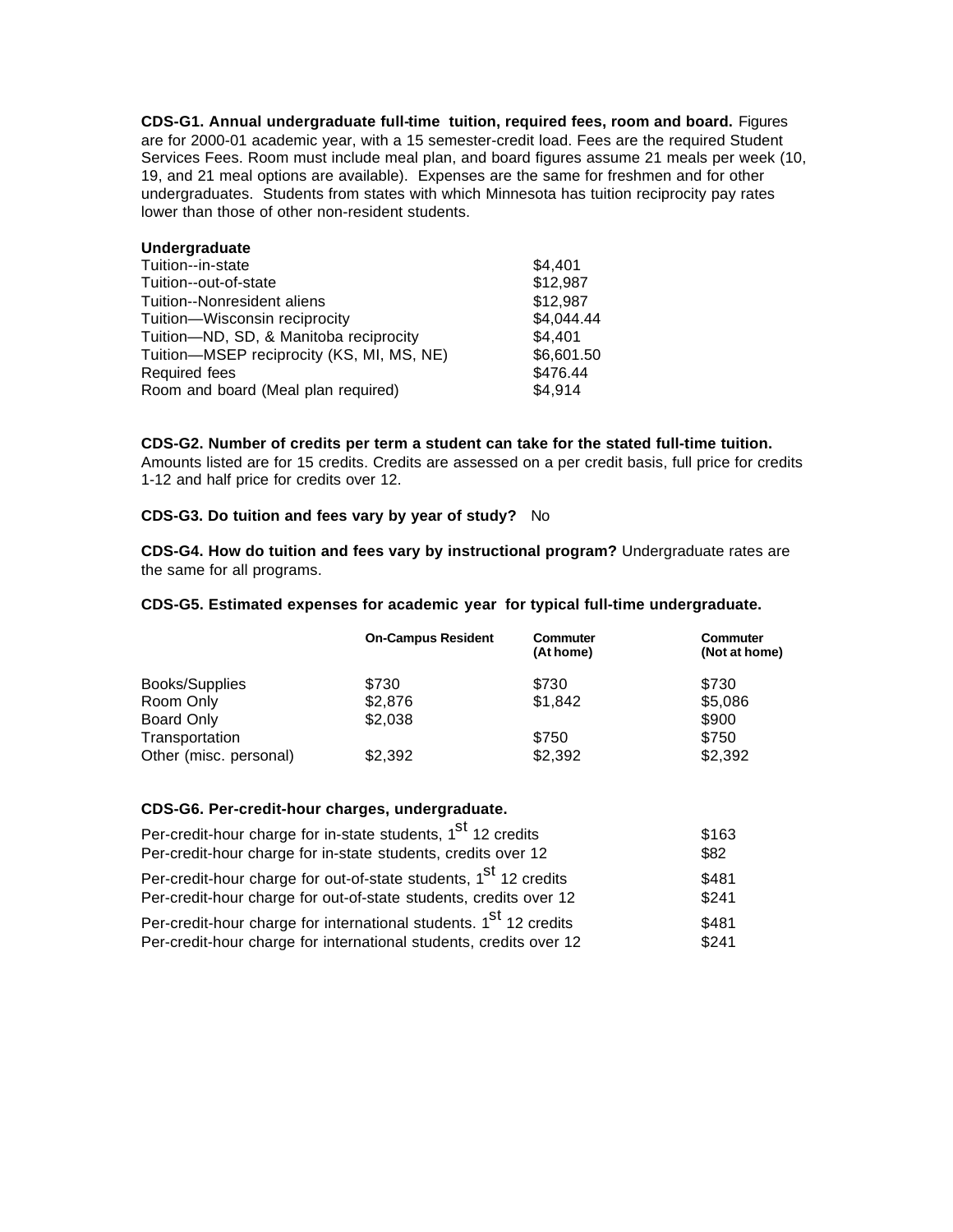**CDS-G1. Annual undergraduate full-time tuition, required fees, room and board.** Figures are for 2000-01 academic year, with a 15 semester-credit load. Fees are the required Student Services Fees. Room must include meal plan, and board figures assume 21 meals per week (10, 19, and 21 meal options are available). Expenses are the same for freshmen and for other undergraduates. Students from states with which Minnesota has tuition reciprocity pay rates lower than those of other non-resident students.

| **Undergraduate** | |
|---|---|
| Tuition--in-state | $4,401 |
| Tuition--out-of-state | $12,987 |
| Tuition--Nonresident aliens | $12,987 |
| Tuition—Wisconsin reciprocity | $4,044.44 |
| Tuition—ND, SD, & Manitoba reciprocity | $4,401 |
| Tuition—MSEP reciprocity (KS, MI, MS, NE) | $6,601.50 |
| Required fees | $476.44 |
| Room and board (Meal plan required) | $4,914 |

**CDS-G2. Number of credits per term a student can take for the stated full-time tuition.** Amounts listed are for 15 credits. Credits are assessed on a per credit basis, full price for credits 1-12 and half price for credits over 12.

**CDS-G3. Do tuition and fees vary by year of study?** No

**CDS-G4. How do tuition and fees vary by instructional program?** Undergraduate rates are the same for all programs.

**CDS-G5. Estimated expenses for academic year for typical full-time undergraduate.**

| | On-Campus Resident | Commuter (At home) | Commuter (Not at home) |
|---|---|---|---|
| Books/Supplies | $730 | $730 | $730 |
| Room Only | $2,876 | $1,842 | $5,086 |
| Board Only | $2,038 | | $900 |
| Transportation | | $750 | $750 |
| Other (misc. personal) | $2,392 | $2,392 | $2,392 |

**CDS-G6. Per-credit-hour charges, undergraduate.**

| | |
|---|---|
| Per-credit-hour charge for in-state students, 1st 12 credits | $163 |
| Per-credit-hour charge for in-state students, credits over 12 | $82 |
| Per-credit-hour charge for out-of-state students, 1st 12 credits | $481 |
| Per-credit-hour charge for out-of-state students, credits over 12 | $241 |
| Per-credit-hour charge for international students. 1st 12 credits | $481 |
| Per-credit-hour charge for international students, credits over 12 | $241 |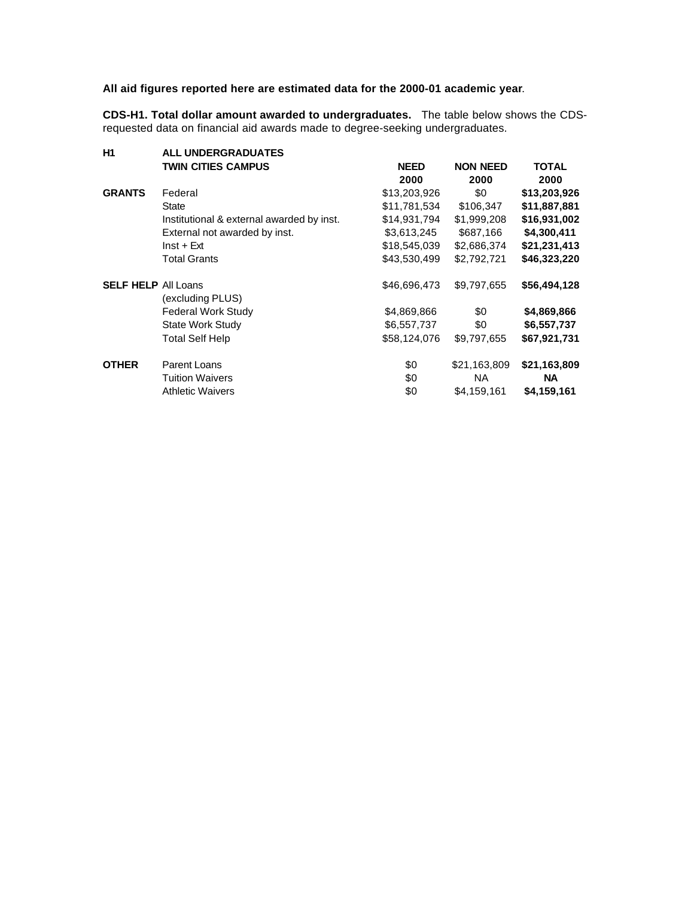**All aid figures reported here are estimated data for the 2000-01 academic year**.

**CDS-H1. Total dollar amount awarded to undergraduates.** The table below shows the CDS-requested data on financial aid awards made to degree-seeking undergraduates.

| **H1** | **ALL UNDERGRADUATES TWIN CITIES CAMPUS** | **NEED 2000** | **NON NEED 2000** | **TOTAL 2000** |
|---|---|---|---|---|
| **GRANTS** | Federal | $13,203,926 | $0 | **$13,203,926** |
| | State | $11,781,534 | $106,347 | **$11,887,881** |
| | Institutional & external awarded by inst. | $14,931,794 | $1,999,208 | **$16,931,002** |
| | External not awarded by inst. | $3,613,245 | $687,166 | **$4,300,411** |
| | Inst + Ext | $18,545,039 | $2,686,374 | **$21,231,413** |
| | Total Grants | $43,530,499 | $2,792,721 | **$46,323,220** |
| **SELF HELP** | All Loans (excluding PLUS) | $46,696,473 | $9,797,655 | **$56,494,128** |
| | Federal Work Study | $4,869,866 | $0 | **$4,869,866** |
| | State Work Study | $6,557,737 | $0 | **$6,557,737** |
| | Total Self Help | $58,124,076 | $9,797,655 | **$67,921,731** |
| **OTHER** | Parent Loans | $0 | $21,163,809 | **$21,163,809** |
| | Tuition Waivers | $0 | NA | **NA** |
| | Athletic Waivers | $0 | $4,159,161 | **$4,159,161** |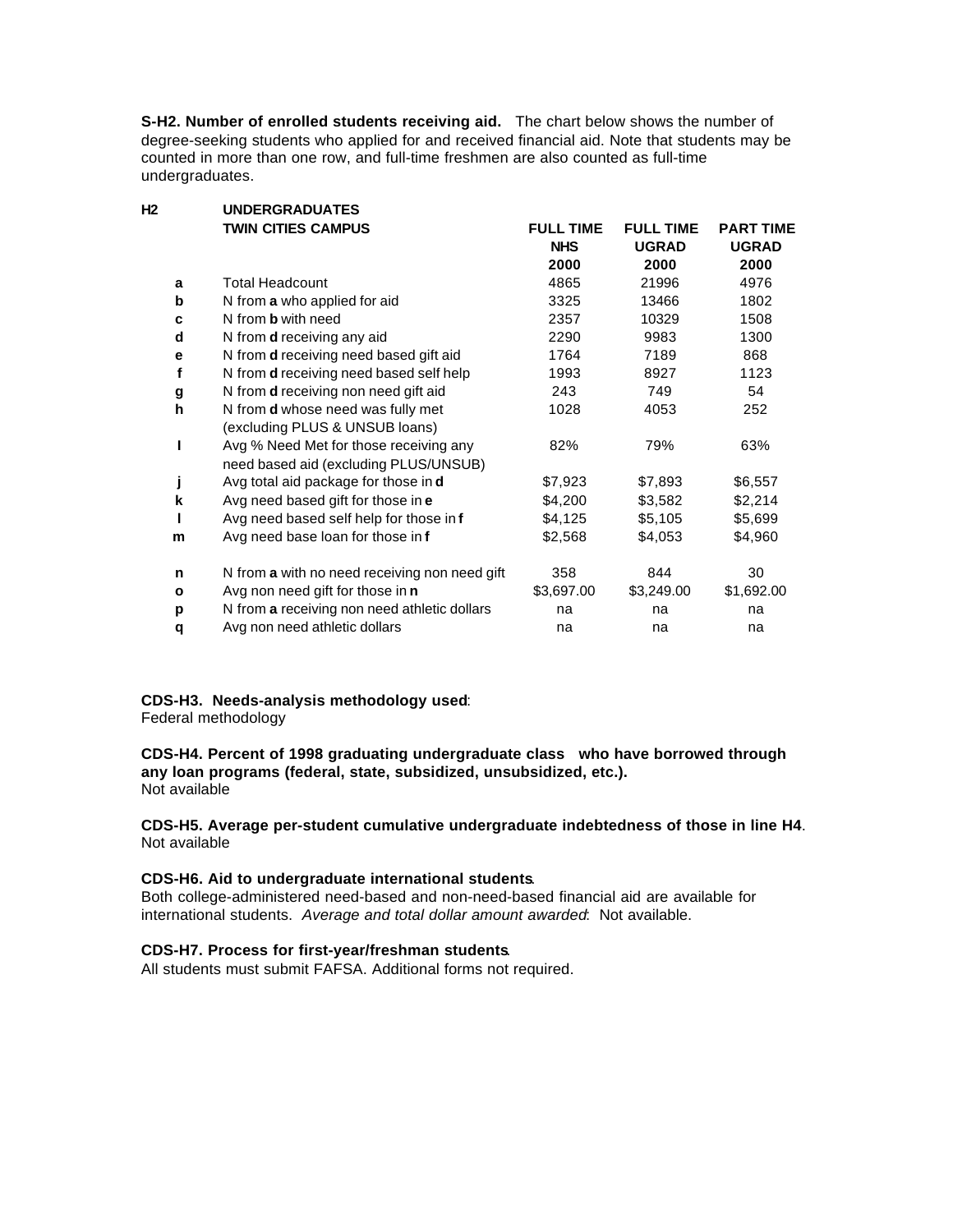**S-H2. Number of enrolled students receiving aid.** The chart below shows the number of degree-seeking students who applied for and received financial aid. Note that students may be counted in more than one row, and full-time freshmen are also counted as full-time undergraduates.

| H2 | UNDERGRADUATES<br>TWIN CITIES CAMPUS | FULL TIME NHS 2000 | FULL TIME UGRAD 2000 | PART TIME UGRAD 2000 |
|---|---|---|---|---|
| a | Total Headcount | 4865 | 21996 | 4976 |
| b | N from **a** who applied for aid | 3325 | 13466 | 1802 |
| c | N from **b** with need | 2357 | 10329 | 1508 |
| d | N from **d** receiving any aid | 2290 | 9983 | 1300 |
| e | N from **d** receiving need based gift aid | 1764 | 7189 | 868 |
| f | N from **d** receiving need based self help | 1993 | 8927 | 1123 |
| g | N from **d** receiving non need gift aid | 243 | 749 | 54 |
| h | N from **d** whose need was fully met (excluding PLUS & UNSUB loans) | 1028 | 4053 | 252 |
| I | Avg % Need Met for those receiving any need based aid (excluding PLUS/UNSUB) | 82% | 79% | 63% |
| j | Avg total aid package for those in **d** | $7,923 | $7,893 | $6,557 |
| k | Avg need based gift for those in **e** | $4,200 | $3,582 | $2,214 |
| l | Avg need based self help for those in **f** | $4,125 | $5,105 | $5,699 |
| m | Avg need base loan for those in **f** | $2,568 | $4,053 | $4,960 |
| n | N from **a** with no need receiving non need gift | 358 | 844 | 30 |
| o | Avg non need gift for those in **n** | $3,697.00 | $3,249.00 | $1,692.00 |
| p | N from **a** receiving non need athletic dollars | na | na | na |
| q | Avg non need athletic dollars | na | na | na |

**CDS-H3. Needs-analysis methodology used**:
Federal methodology

**CDS-H4. Percent of 1998 graduating undergraduate class who have borrowed through any loan programs (federal, state, subsidized, unsubsidized, etc.).**
Not available

**CDS-H5. Average per-student cumulative undergraduate indebtedness of those in line H4**.
Not available

**CDS-H6. Aid to undergraduate international students**.
Both college-administered need-based and non-need-based financial aid are available for international students. *Average and total dollar amount awarded*: Not available.

**CDS-H7. Process for first-year/freshman students**.
All students must submit FAFSA. Additional forms not required.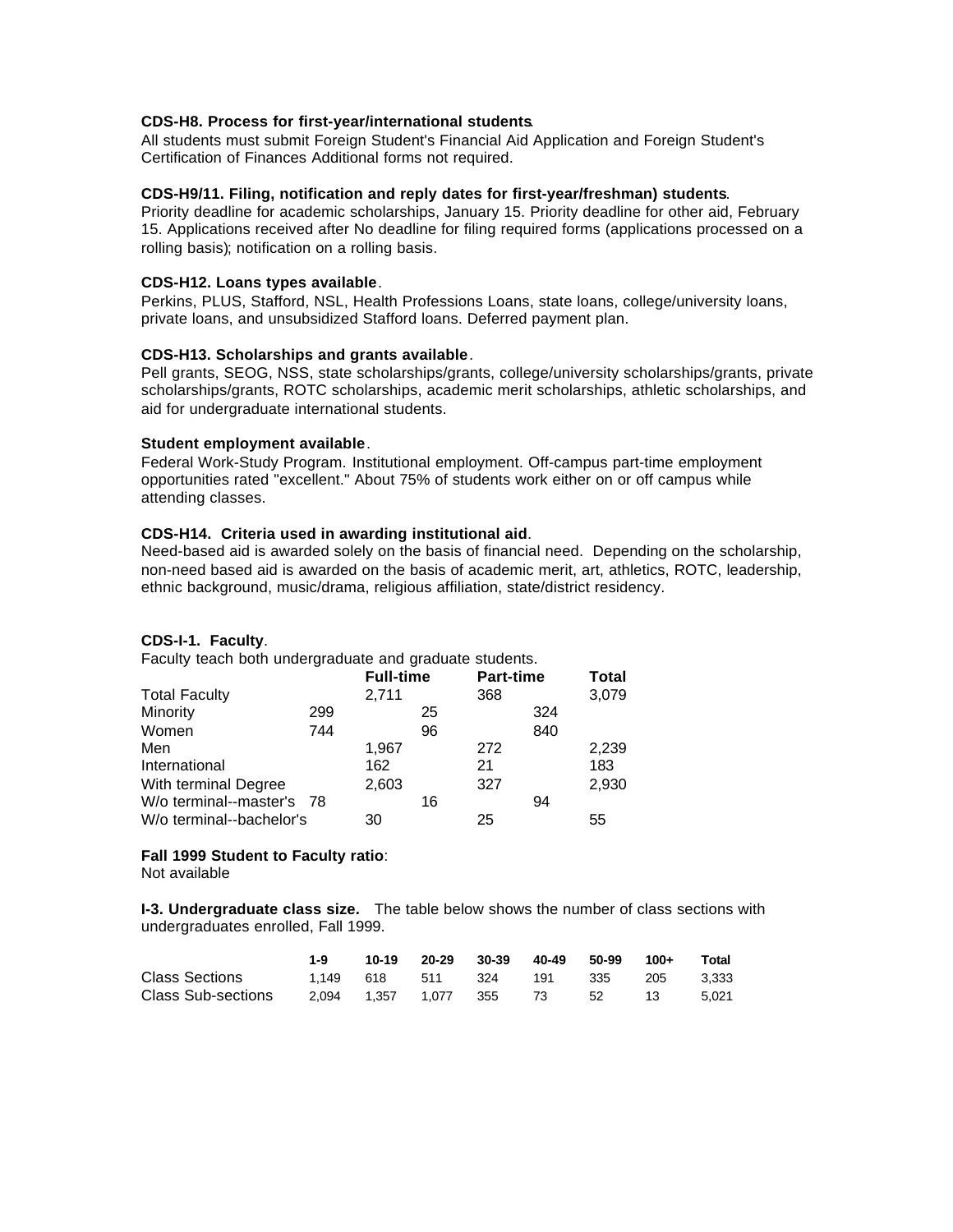**CDS-H8. Process for first-year/international students**.
All students must submit Foreign Student's Financial Aid Application and Foreign Student's Certification of Finances Additional forms not required.

**CDS-H9/11. Filing, notification and reply dates for first-year/freshman) students**.
Priority deadline for academic scholarships, January 15. Priority deadline for other aid, February 15. Applications received after No deadline for filing required forms (applications processed on a rolling basis); notification on a rolling basis.

**CDS-H12. Loans types available**.
Perkins, PLUS, Stafford, NSL, Health Professions Loans, state loans, college/university loans, private loans, and unsubsidized Stafford loans. Deferred payment plan.

**CDS-H13. Scholarships and grants available**.
Pell grants, SEOG, NSS, state scholarships/grants, college/university scholarships/grants, private scholarships/grants, ROTC scholarships, academic merit scholarships, athletic scholarships, and aid for undergraduate international students.

**Student employment available**.
Federal Work-Study Program. Institutional employment. Off-campus part-time employment opportunities rated "excellent." About 75% of students work either on or off campus while attending classes.

**CDS-H14. Criteria used in awarding institutional aid**.
Need-based aid is awarded solely on the basis of financial need. Depending on the scholarship, non-need based aid is awarded on the basis of academic merit, art, athletics, ROTC, leadership, ethnic background, music/drama, religious affiliation, state/district residency.

**CDS-I-1. Faculty**.
Faculty teach both undergraduate and graduate students.

| | **Full-time** | **Part-time** | **Total** |
|---|---|---|---|
| Total Faculty | 2,711 | 368 | 3,079 |
| Minority | 299 | 25 | 324 |
| Women | 744 | 96 | 840 |
| Men | 1,967 | 272 | 2,239 |
| International | 162 | 21 | 183 |
| With terminal Degree | 2,603 | 327 | 2,930 |
| W/o terminal--master's | 78 | 16 | 94 |
| W/o terminal--bachelor's | 30 | 25 | 55 |

**Fall 1999 Student to Faculty ratio**:
Not available

**I-3. Undergraduate class size.** The table below shows the number of class sections with undergraduates enrolled, Fall 1999.

| | **1-9** | **10-19** | **20-29** | **30-39** | **40-49** | **50-99** | **100+** | **Total** |
|---|---|---|---|---|---|---|---|---|
| Class Sections | 1,149 | 618 | 511 | 324 | 191 | 335 | 205 | 3,333 |
| Class Sub-sections | 2,094 | 1,357 | 1,077 | 355 | 73 | 52 | 13 | 5,021 |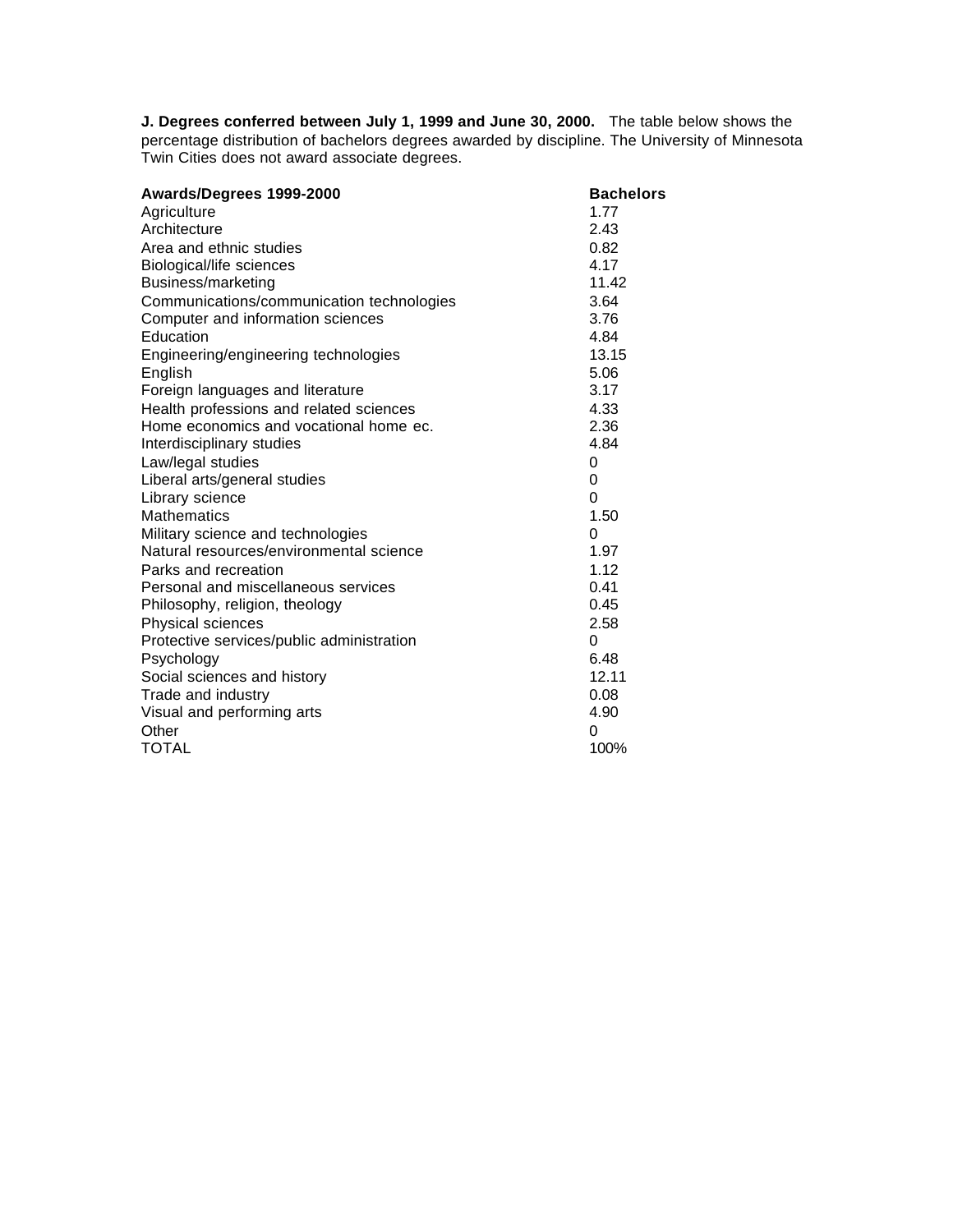**J. Degrees conferred between July 1, 1999 and June 30, 2000.** The table below shows the percentage distribution of bachelors degrees awarded by discipline. The University of Minnesota Twin Cities does not award associate degrees.

| **Awards/Degrees 1999-2000** | **Bachelors** |
|---|---|
| Agriculture | 1.77 |
| Architecture | 2.43 |
| Area and ethnic studies | 0.82 |
| Biological/life sciences | 4.17 |
| Business/marketing | 11.42 |
| Communications/communication technologies | 3.64 |
| Computer and information sciences | 3.76 |
| Education | 4.84 |
| Engineering/engineering technologies | 13.15 |
| English | 5.06 |
| Foreign languages and literature | 3.17 |
| Health professions and related sciences | 4.33 |
| Home economics and vocational home ec. | 2.36 |
| Interdisciplinary studies | 4.84 |
| Law/legal studies | 0 |
| Liberal arts/general studies | 0 |
| Library science | 0 |
| Mathematics | 1.50 |
| Military science and technologies | 0 |
| Natural resources/environmental science | 1.97 |
| Parks and recreation | 1.12 |
| Personal and miscellaneous services | 0.41 |
| Philosophy, religion, theology | 0.45 |
| Physical sciences | 2.58 |
| Protective services/public administration | 0 |
| Psychology | 6.48 |
| Social sciences and history | 12.11 |
| Trade and industry | 0.08 |
| Visual and performing arts | 4.90 |
| Other | 0 |
| TOTAL | 100% |